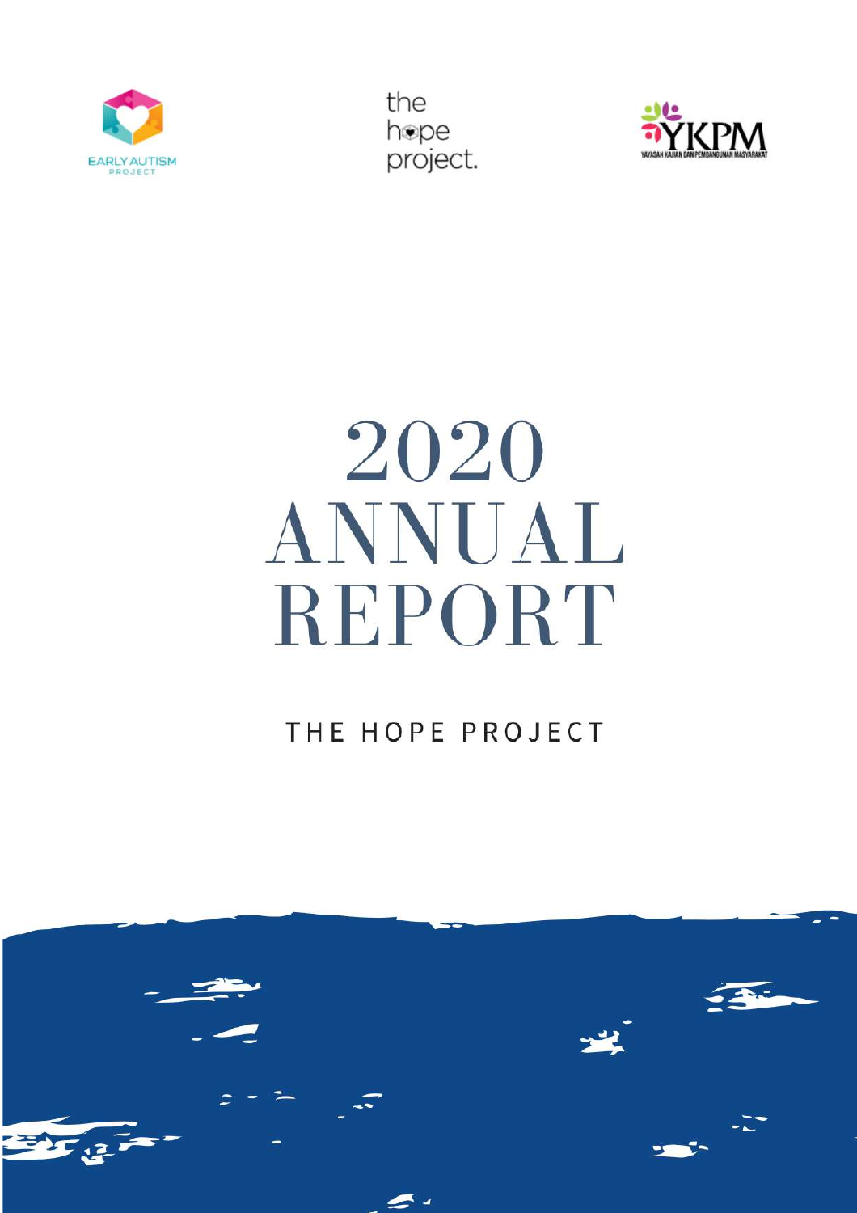EARLY AUTISM PROJECT

the hope project.

YKPM

YAYASAN KAJIAN DAN PEMBANGUNAN MASYARAKAT

# 2020 ANNUAL REPORT

THE HOPE PROJECT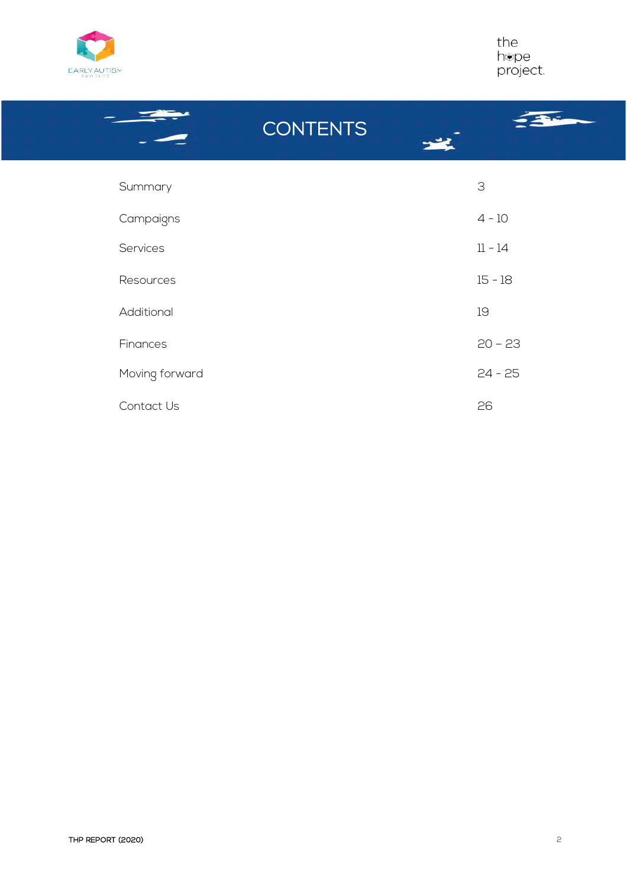# CONTENTS

| | |
|---|---|
| Summary | 3 |
| Campaigns | 4 - 10 |
| Services | 11 - 14 |
| Resources | 15 - 18 |
| Additional | 19 |
| Finances | 20 – 23 |
| Moving forward | 24 - 25 |
| Contact Us | 26 |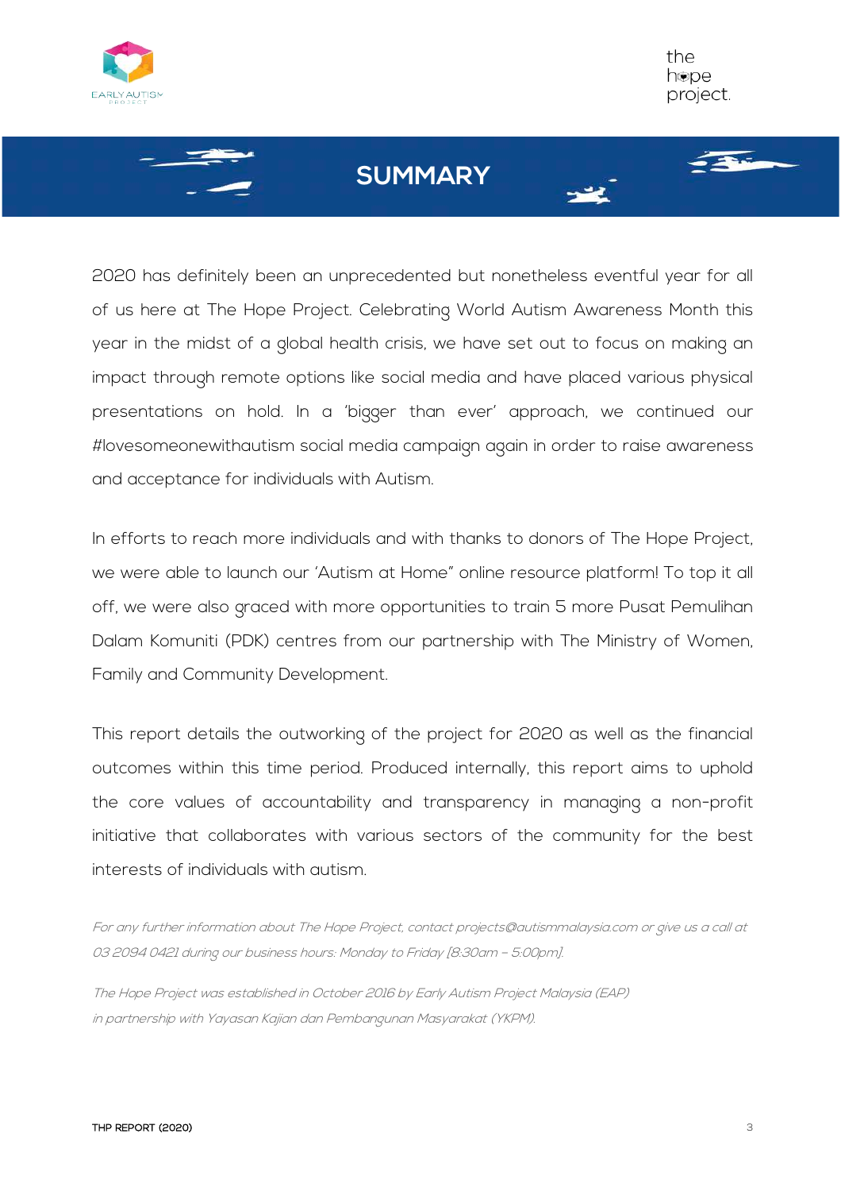# SUMMARY

2020 has definitely been an unprecedented but nonetheless eventful year for all of us here at The Hope Project. Celebrating World Autism Awareness Month this year in the midst of a global health crisis, we have set out to focus on making an impact through remote options like social media and have placed various physical presentations on hold. In a 'bigger than ever' approach, we continued our #lovesomeonewithautism social media campaign again in order to raise awareness and acceptance for individuals with Autism.

In efforts to reach more individuals and with thanks to donors of The Hope Project, we were able to launch our 'Autism at Home" online resource platform! To top it all off, we were also graced with more opportunities to train 5 more Pusat Pemulihan Dalam Komuniti (PDK) centres from our partnership with The Ministry of Women, Family and Community Development.

This report details the outworking of the project for 2020 as well as the financial outcomes within this time period. Produced internally, this report aims to uphold the core values of accountability and transparency in managing a non-profit initiative that collaborates with various sectors of the community for the best interests of individuals with autism.

*For any further information about The Hope Project, contact projects@autismmalaysia.com or give us a call at 03 2094 0421 during our business hours: Monday to Friday [8:30am – 5:00pm].*

*The Hope Project was established in October 2016 by Early Autism Project Malaysia (EAP) in partnership with Yayasan Kajian dan Pembangunan Masyarakat (YKPM).*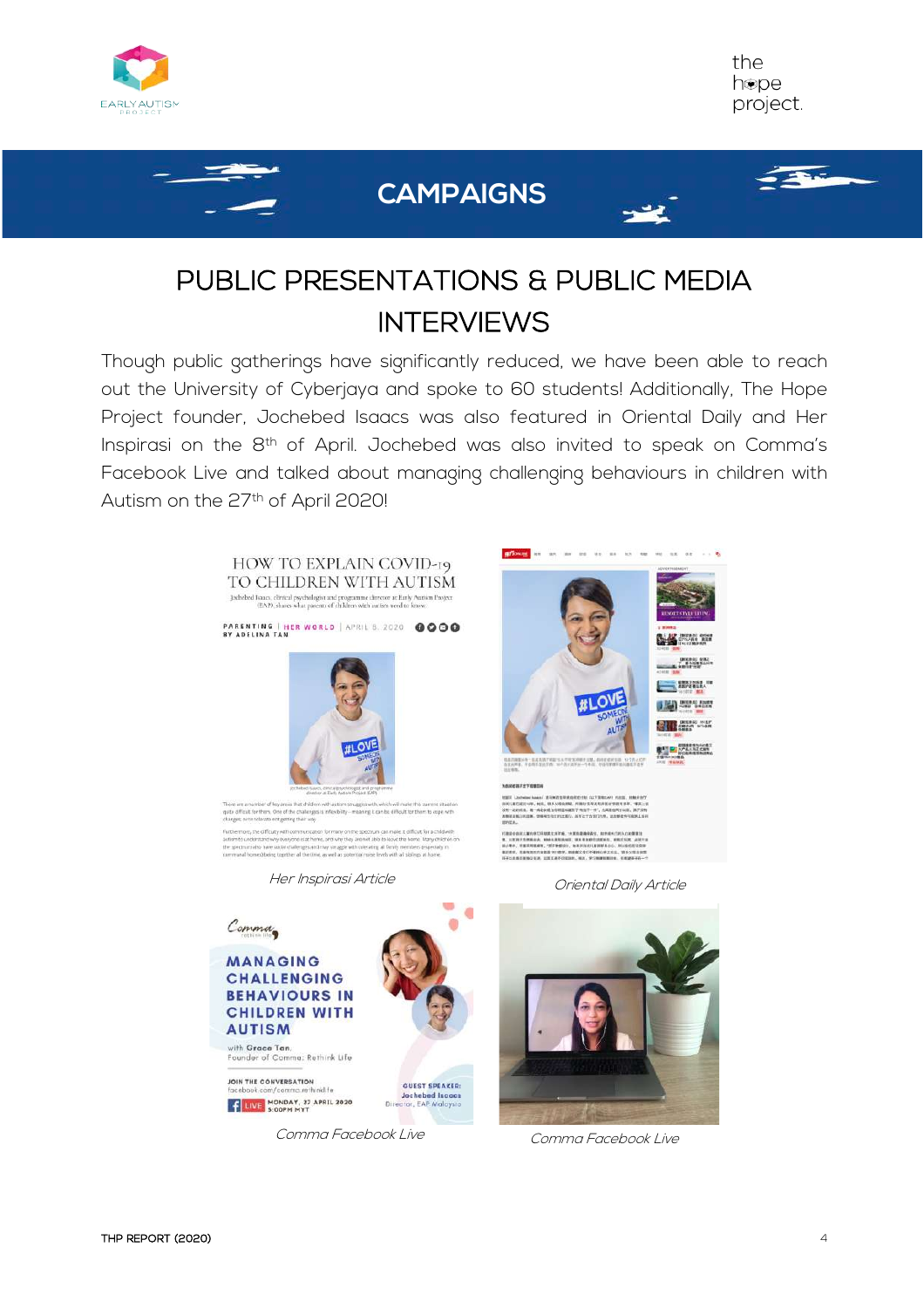# CAMPAIGNS

## PUBLIC PRESENTATIONS & PUBLIC MEDIA INTERVIEWS

Though public gatherings have significantly reduced, we have been able to reach out the University of Cyberjaya and spoke to 60 students! Additionally, The Hope Project founder, Jochebed Isaacs was also featured in Oriental Daily and Her Inspirasi on the 8th of April. Jochebed was also invited to speak on Comma's Facebook Live and talked about managing challenging behaviours in children with Autism on the 27th of April 2020!

*Her Inspirasi Article*

*Oriental Daily Article*

*Comma Facebook Live*

*Comma Facebook Live*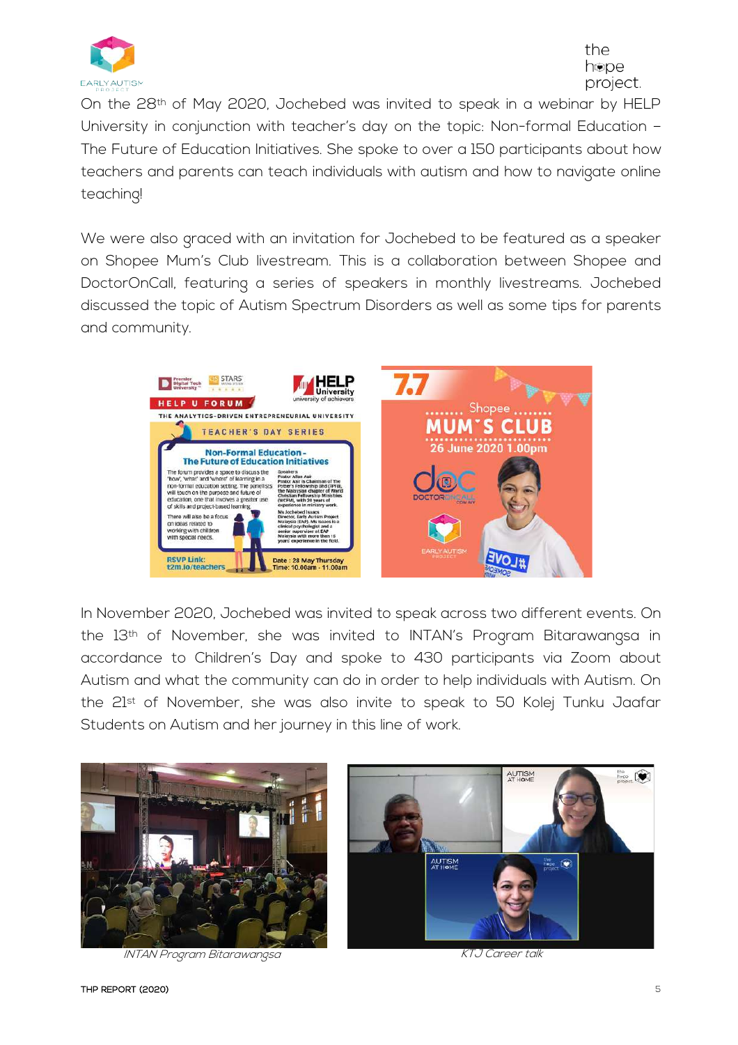On the 28th of May 2020, Jochebed was invited to speak in a webinar by HELP University in conjunction with teacher's day on the topic: Non-formal Education – The Future of Education Initiatives. She spoke to over a 150 participants about how teachers and parents can teach individuals with autism and how to navigate online teaching!

We were also graced with an invitation for Jochebed to be featured as a speaker on Shopee Mum's Club livestream. This is a collaboration between Shopee and DoctorOnCall, featuring a series of speakers in monthly livestreams. Jochebed discussed the topic of Autism Spectrum Disorders as well as some tips for parents and community.

In November 2020, Jochebed was invited to speak across two different events. On the 13th of November, she was invited to INTAN's Program Bitarawangsa in accordance to Children's Day and spoke to 430 participants via Zoom about Autism and what the community can do in order to help individuals with Autism. On the 21st of November, she was also invite to speak to 50 Kolej Tunku Jaafar Students on Autism and her journey in this line of work.

*INTAN Program Bitarawangsa*

*KTJ Career talk*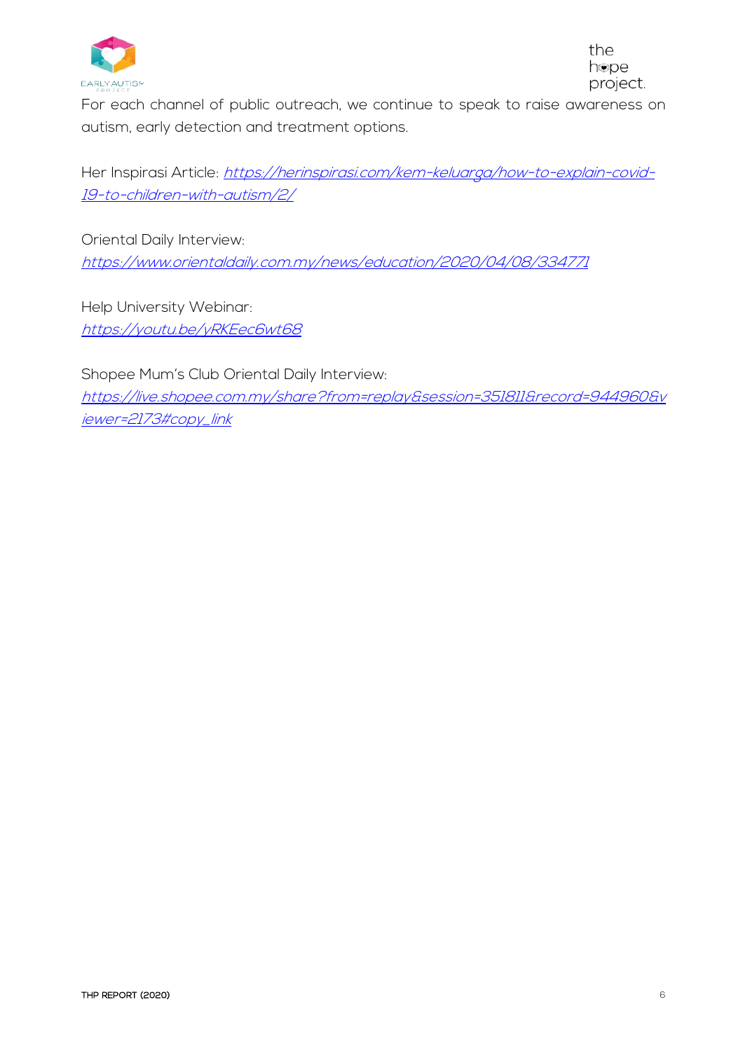For each channel of public outreach, we continue to speak to raise awareness on autism, early detection and treatment options.

Her Inspirasi Article: *https://herinspirasi.com/kem-keluarga/how-to-explain-covid-19-to-children-with-autism/2/*

Oriental Daily Interview:
*https://www.orientaldaily.com.my/news/education/2020/04/08/334771*

Help University Webinar:
*https://youtu.be/yRKEec6wt68*

Shopee Mum's Club Oriental Daily Interview:
*https://live.shopee.com.my/share?from=replay&session=351811&record=944960&viewer=2173#copy_link*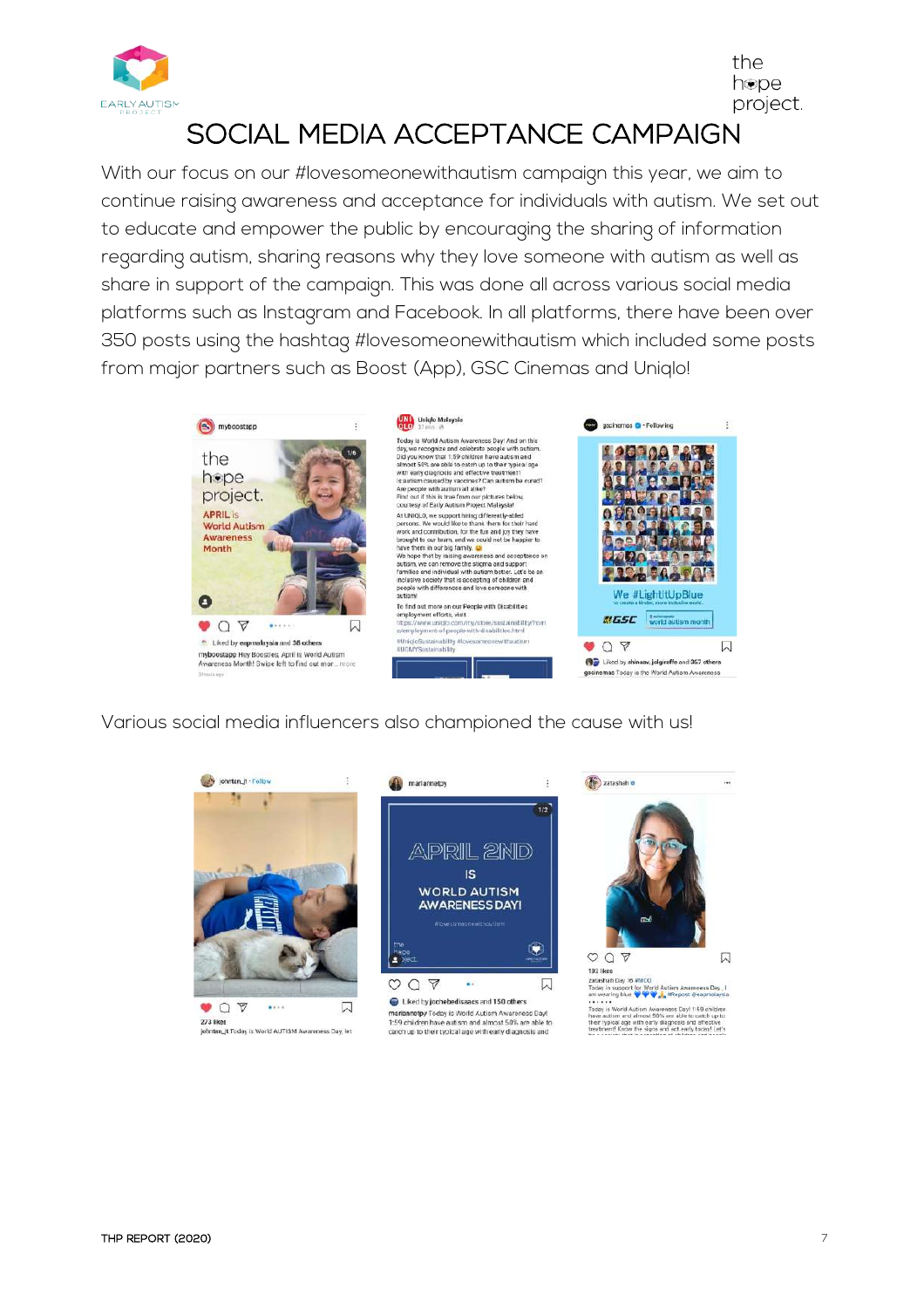# SOCIAL MEDIA ACCEPTANCE CAMPAIGN

With our focus on our #lovesomeonewithautism campaign this year, we aim to continue raising awareness and acceptance for individuals with autism. We set out to educate and empower the public by encouraging the sharing of information regarding autism, sharing reasons why they love someone with autism as well as share in support of the campaign. This was done all across various social media platforms such as Instagram and Facebook. In all platforms, there have been over 350 posts using the hashtag #lovesomeonewithautism which included some posts from major partners such as Boost (App), GSC Cinemas and Uniqlo!

Various social media influencers also championed the cause with us!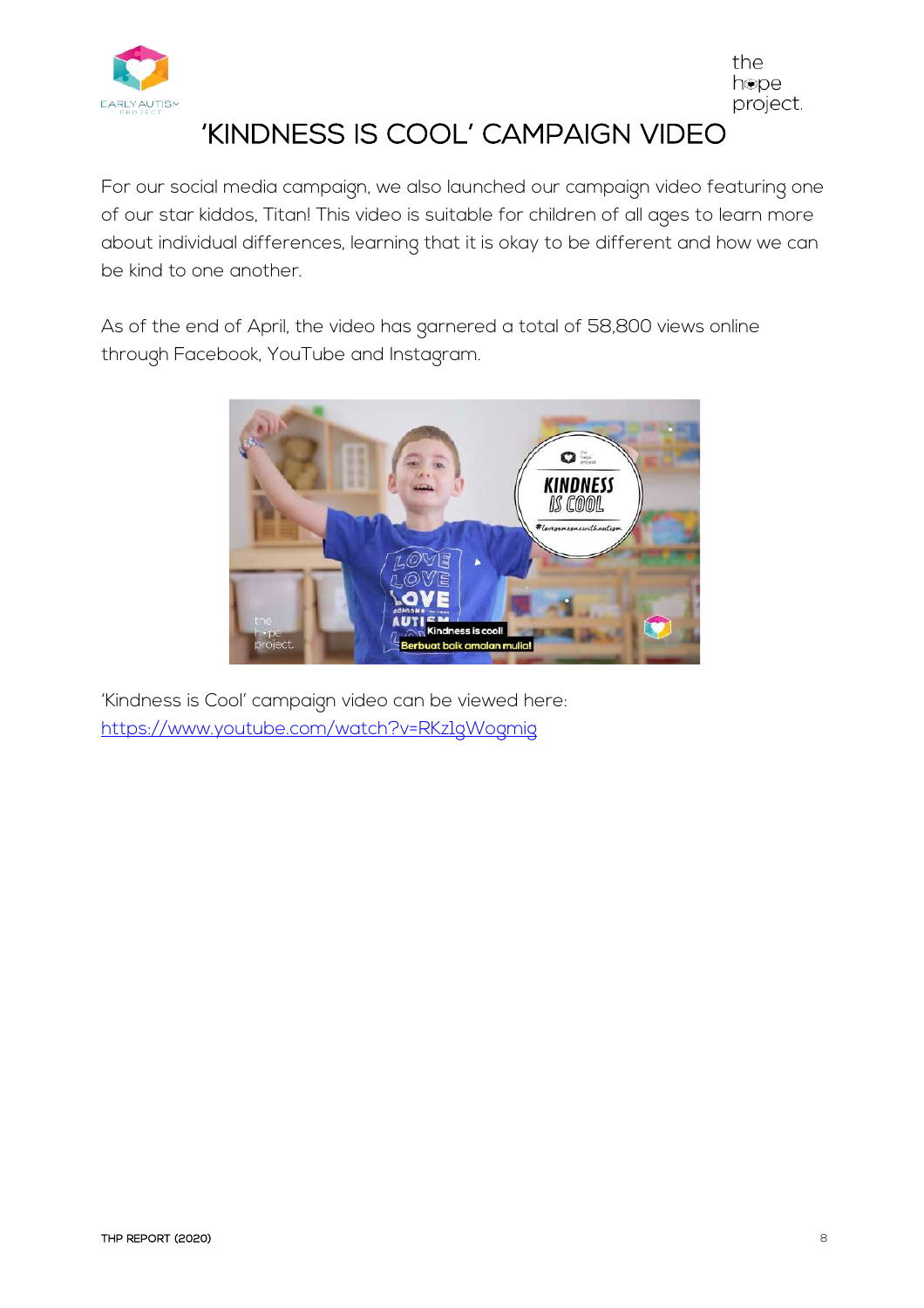# 'KINDNESS IS COOL' CAMPAIGN VIDEO

For our social media campaign, we also launched our campaign video featuring one of our star kiddos, Titan! This video is suitable for children of all ages to learn more about individual differences, learning that it is okay to be different and how we can be kind to one another.

As of the end of April, the video has garnered a total of 58,800 views online through Facebook, YouTube and Instagram.

'Kindness is Cool' campaign video can be viewed here:
https://www.youtube.com/watch?v=RKz1gWogmig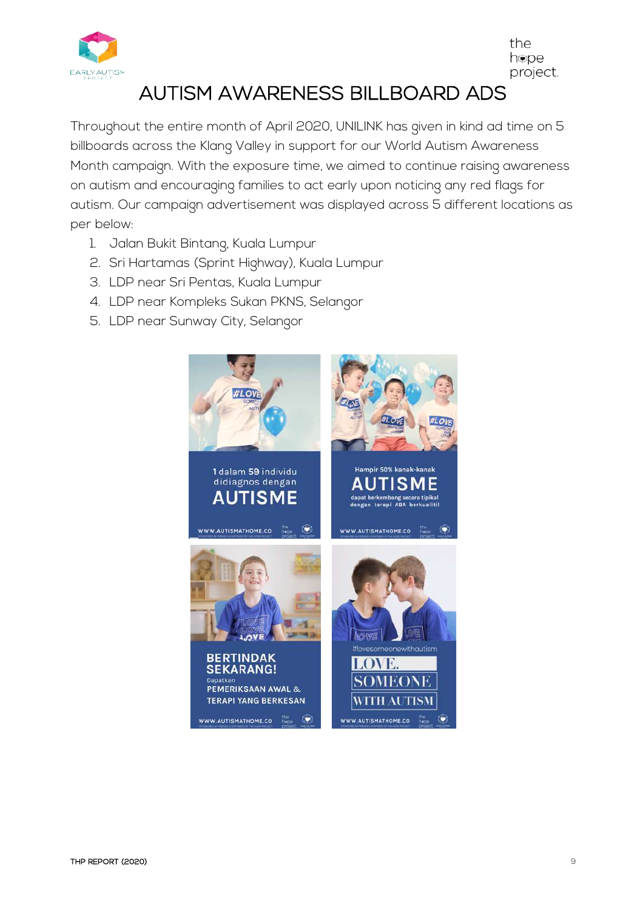# AUTISM AWARENESS BILLBOARD ADS

Throughout the entire month of April 2020, UNILINK has given in kind ad time on 5 billboards across the Klang Valley in support for our World Autism Awareness Month campaign. With the exposure time, we aimed to continue raising awareness on autism and encouraging families to act early upon noticing any red flags for autism. Our campaign advertisement was displayed across 5 different locations as per below:

1. Jalan Bukit Bintang, Kuala Lumpur
2. Sri Hartamas (Sprint Highway), Kuala Lumpur
3. LDP near Sri Pentas, Kuala Lumpur
4. LDP near Kompleks Sukan PKNS, Selangor
5. LDP near Sunway City, Selangor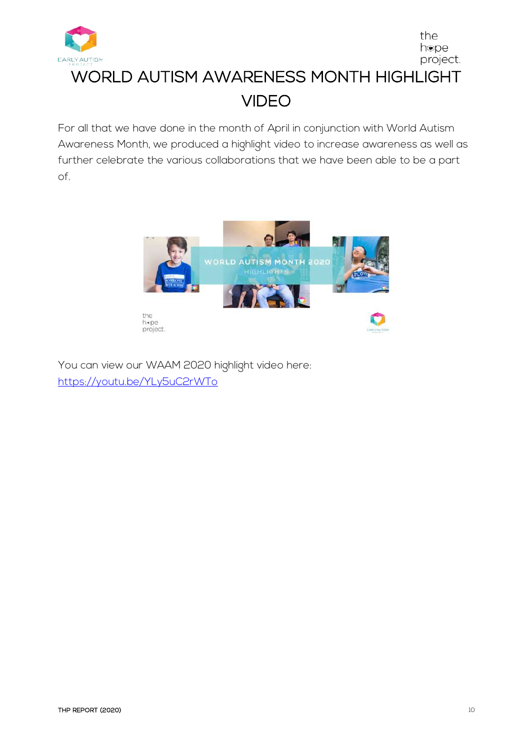# WORLD AUTISM AWARENESS MONTH HIGHLIGHT VIDEO

For all that we have done in the month of April in conjunction with World Autism Awareness Month, we produced a highlight video to increase awareness as well as further celebrate the various collaborations that we have been able to be a part of.

You can view our WAAM 2020 highlight video here: https://youtu.be/YLy5uC2rWTo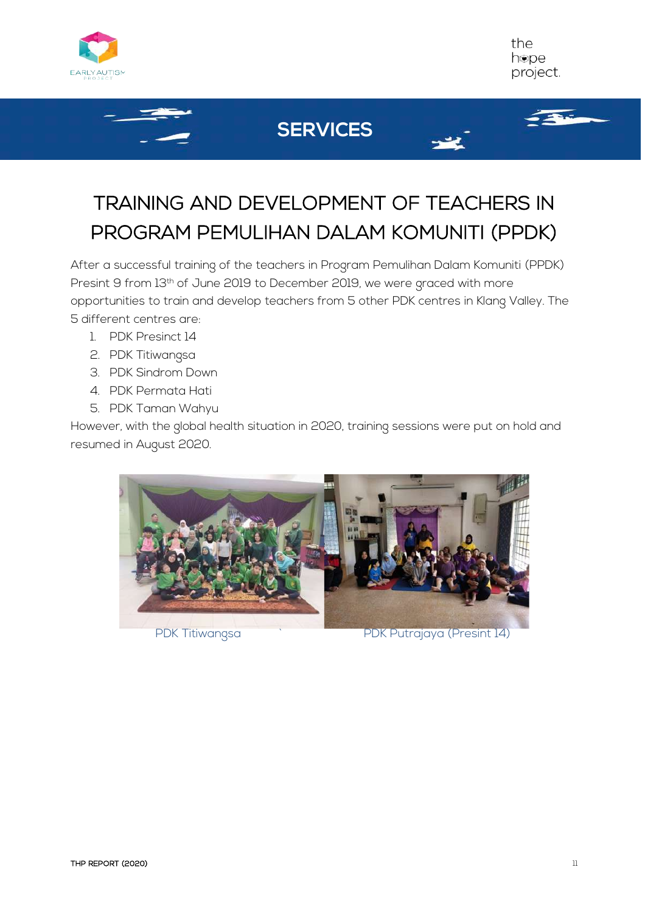## SERVICES

# TRAINING AND DEVELOPMENT OF TEACHERS IN PROGRAM PEMULIHAN DALAM KOMUNITI (PPDK)

After a successful training of the teachers in Program Pemulihan Dalam Komuniti (PPDK) Presint 9 from 13th of June 2019 to December 2019, we were graced with more opportunities to train and develop teachers from 5 other PDK centres in Klang Valley. The 5 different centres are:

1. PDK Presinct 14
2. PDK Titiwangsa
3. PDK Sindrom Down
4. PDK Permata Hati
5. PDK Taman Wahyu

However, with the global health situation in 2020, training sessions were put on hold and resumed in August 2020.

PDK Titiwangsa

PDK Putrajaya (Presint 14)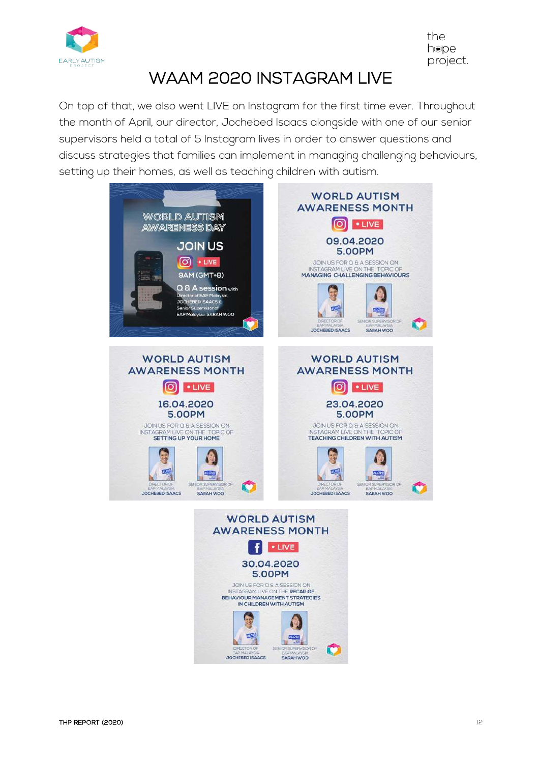# WAAM 2020 INSTAGRAM LIVE

On top of that, we also went LIVE on Instagram for the first time ever. Throughout the month of April, our director, Jochebed Isaacs alongside with one of our senior supervisors held a total of 5 Instagram lives in order to answer questions and discuss strategies that families can implement in managing challenging behaviours, setting up their homes, as well as teaching children with autism.

WORLD AUTISM AWARENESS DAY

JOIN US

• LIVE

9AM (GMT+8)

Q & A session with Director of EAP Malaysia, JOCHEBED ISAACS & Senior Supervisor of EAP Malaysia, SARAH WOO

WORLD AUTISM AWARENESS MONTH

• LIVE

09.04.2020
5.00PM

JOIN US FOR Q & A SESSION ON INSTAGRAM LIVE ON THE TOPIC OF MANAGING CHALLENGING BEHAVIOURS

DIRECTOR OF EAP MALAYSIA JOCHEBED ISAACS

SENIOR SUPERVISOR OF EAP MALAYSIA SARAH WOO

WORLD AUTISM AWARENESS MONTH

• LIVE

16.04.2020
5.00PM

JOIN US FOR Q & A SESSION ON INSTAGRAM LIVE ON THE TOPIC OF SETTING UP YOUR HOME

DIRECTOR OF EAP MALAYSIA JOCHEBED ISAACS

SENIOR SUPERVISOR OF EAP MALAYSIA SARAH WOO

WORLD AUTISM AWARENESS MONTH

• LIVE

23.04.2020
5.00PM

JOIN US FOR Q & A SESSION ON INSTAGRAM LIVE ON THE TOPIC OF TEACHING CHILDREN WITH AUTISM

DIRECTOR OF EAP MALAYSIA JOCHEBED ISAACS

SENIOR SUPERVISOR OF EAP MALAYSIA SARAH WOO

WORLD AUTISM AWARENESS MONTH

• LIVE

30.04.2020
5.00PM

JOIN US FOR Q & A SESSION ON INSTAGRAM LIVE ON THE RECAP OF BEHAVIOUR MANAGEMENT STRATEGIES IN CHILDREN WITH AUTISM

DIRECTOR OF EAP MALAYSIA JOCHEBED ISAACS

SENIOR SUPERVISOR OF EAP MALAYSIA SARAH WOO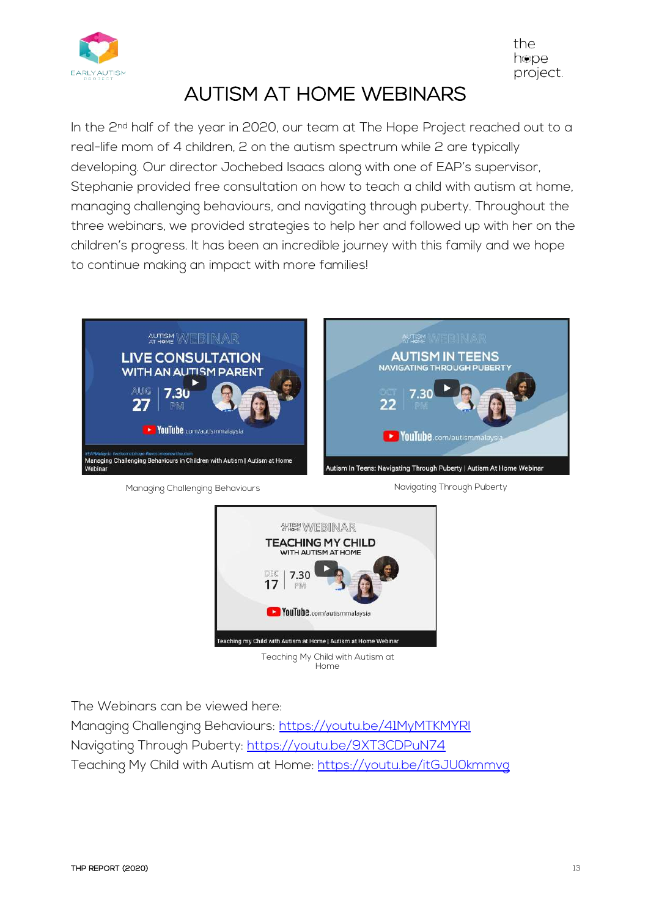# AUTISM AT HOME WEBINARS

In the 2nd half of the year in 2020, our team at The Hope Project reached out to a real-life mom of 4 children, 2 on the autism spectrum while 2 are typically developing. Our director Jochebed Isaacs along with one of EAP's supervisor, Stephanie provided free consultation on how to teach a child with autism at home, managing challenging behaviours, and navigating through puberty. Throughout the three webinars, we provided strategies to help her and followed up with her on the children's progress. It has been an incredible journey with this family and we hope to continue making an impact with more families!

Managing Challenging Behaviours

Navigating Through Puberty

Teaching My Child with Autism at Home

The Webinars can be viewed here:

Managing Challenging Behaviours: https://youtu.be/41MyMTKMYRI

Navigating Through Puberty: https://youtu.be/9XT3CDPuN74

Teaching My Child with Autism at Home: https://youtu.be/itGJU0kmmvg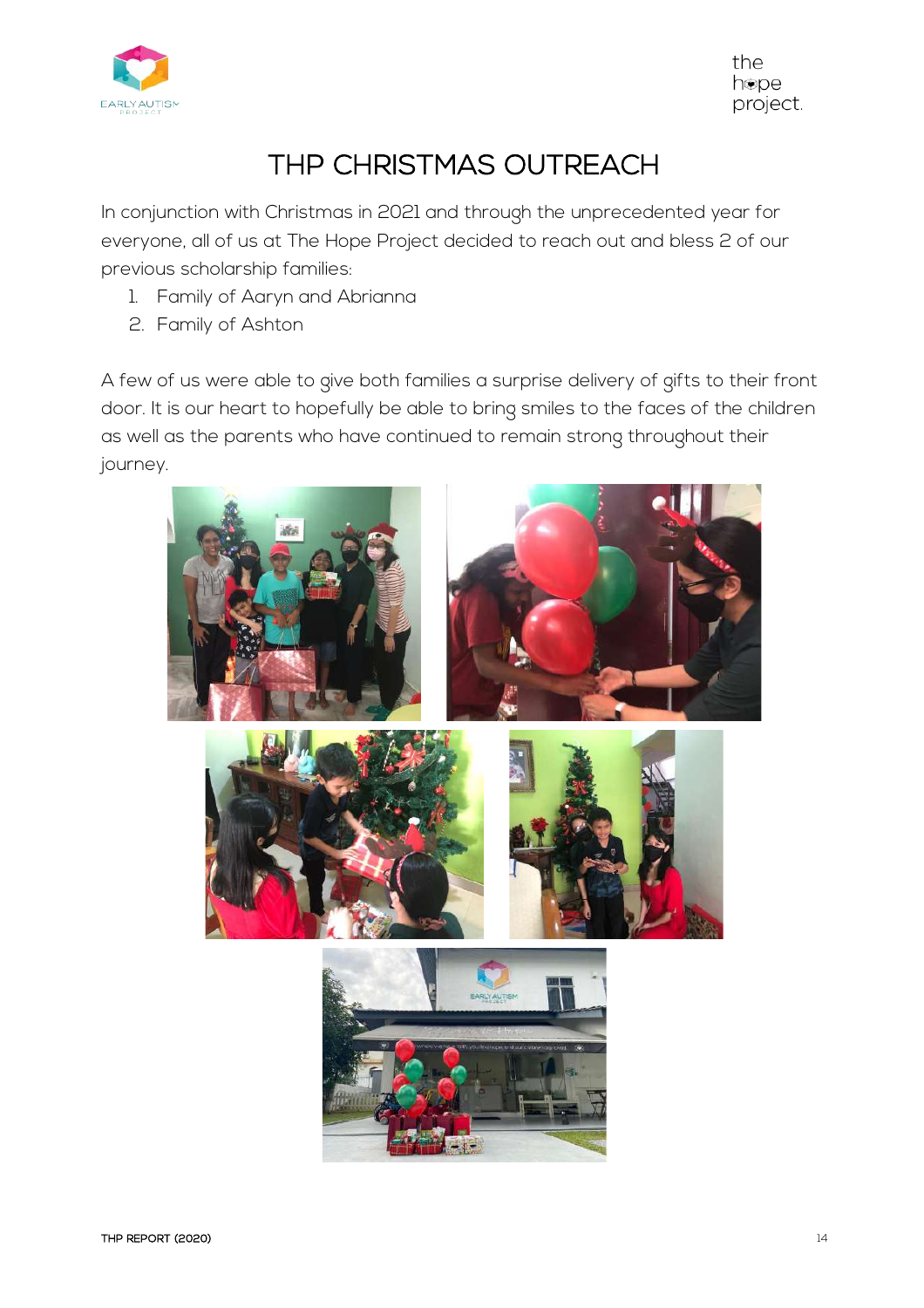# THP CHRISTMAS OUTREACH

In conjunction with Christmas in 2021 and through the unprecedented year for everyone, all of us at The Hope Project decided to reach out and bless 2 of our previous scholarship families:

1. Family of Aaryn and Abrianna
2. Family of Ashton

A few of us were able to give both families a surprise delivery of gifts to their front door. It is our heart to hopefully be able to bring smiles to the faces of the children as well as the parents who have continued to remain strong throughout their journey.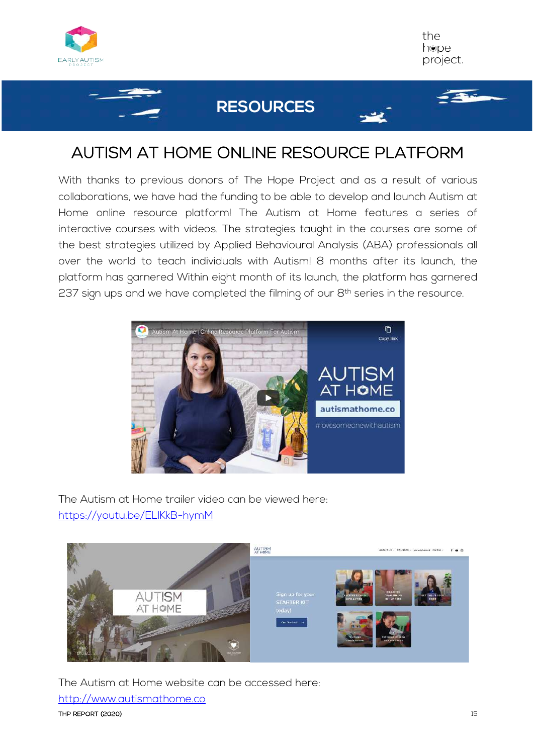# RESOURCES

## AUTISM AT HOME ONLINE RESOURCE PLATFORM

With thanks to previous donors of The Hope Project and as a result of various collaborations, we have had the funding to be able to develop and launch Autism at Home online resource platform! The Autism at Home features a series of interactive courses with videos. The strategies taught in the courses are some of the best strategies utilized by Applied Behavioural Analysis (ABA) professionals all over the world to teach individuals with Autism! 8 months after its launch, the platform has garnered Within eight month of its launch, the platform has garnered 237 sign ups and we have completed the filming of our 8th series in the resource.

The Autism at Home trailer video can be viewed here:
[https://youtu.be/ELIKkB-hymM](https://youtu.be/ELIKkB-hymM)

The Autism at Home website can be accessed here:
[http://www.autismathome.co](http://www.autismathome.co)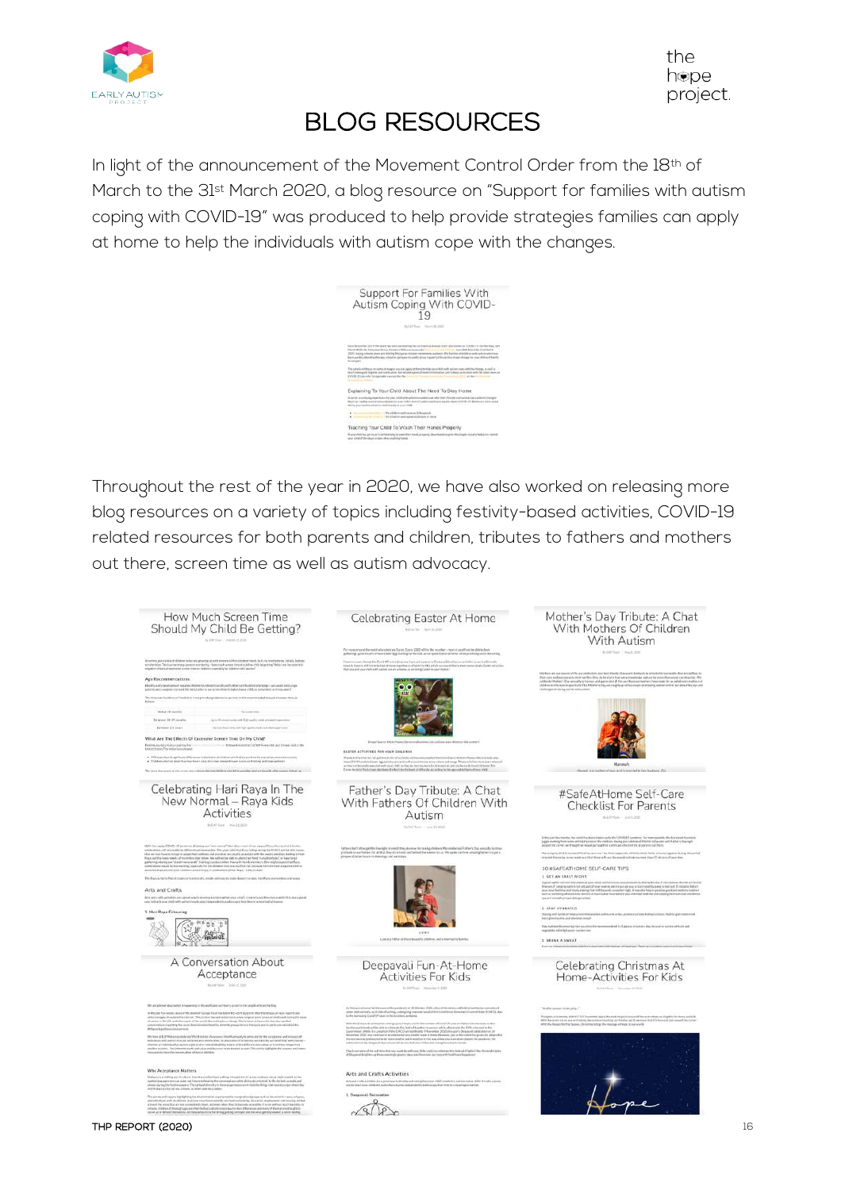# BLOG RESOURCES

In light of the announcement of the Movement Control Order from the 18th of March to the 31st March 2020, a blog resource on "Support for families with autism coping with COVID-19" was produced to help provide strategies families can apply at home to help the individuals with autism cope with the changes.

Throughout the rest of the year in 2020, we have also worked on releasing more blog resources on a variety of topics including festivity-based activities, COVID-19 related resources for both parents and children, tributes to fathers and mothers out there, screen time as well as autism advocacy.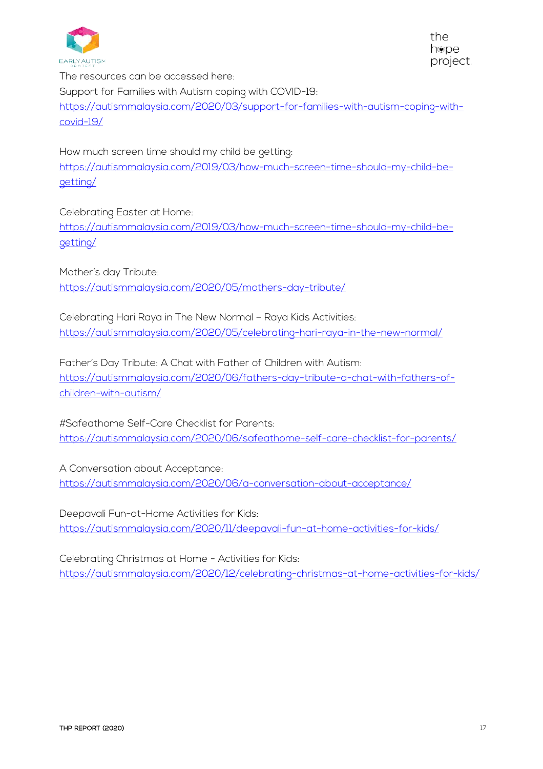The resources can be accessed here:

Support for Families with Autism coping with COVID-19:
https://autismmalaysia.com/2020/03/support-for-families-with-autism-coping-with-covid-19/

How much screen time should my child be getting:
https://autismmalaysia.com/2019/03/how-much-screen-time-should-my-child-be-getting/

Celebrating Easter at Home:
https://autismmalaysia.com/2019/03/how-much-screen-time-should-my-child-be-getting/

Mother's day Tribute:
https://autismmalaysia.com/2020/05/mothers-day-tribute/

Celebrating Hari Raya in The New Normal – Raya Kids Activities:
https://autismmalaysia.com/2020/05/celebrating-hari-raya-in-the-new-normal/

Father's Day Tribute: A Chat with Father of Children with Autism:
https://autismmalaysia.com/2020/06/fathers-day-tribute-a-chat-with-fathers-of-children-with-autism/

#Safeathome Self-Care Checklist for Parents:
https://autismmalaysia.com/2020/06/safeathome-self-care-checklist-for-parents/

A Conversation about Acceptance:
https://autismmalaysia.com/2020/06/a-conversation-about-acceptance/

Deepavali Fun-at-Home Activities for Kids:
https://autismmalaysia.com/2020/11/deepavali-fun-at-home-activities-for-kids/

Celebrating Christmas at Home - Activities for Kids:
https://autismmalaysia.com/2020/12/celebrating-christmas-at-home-activities-for-kids/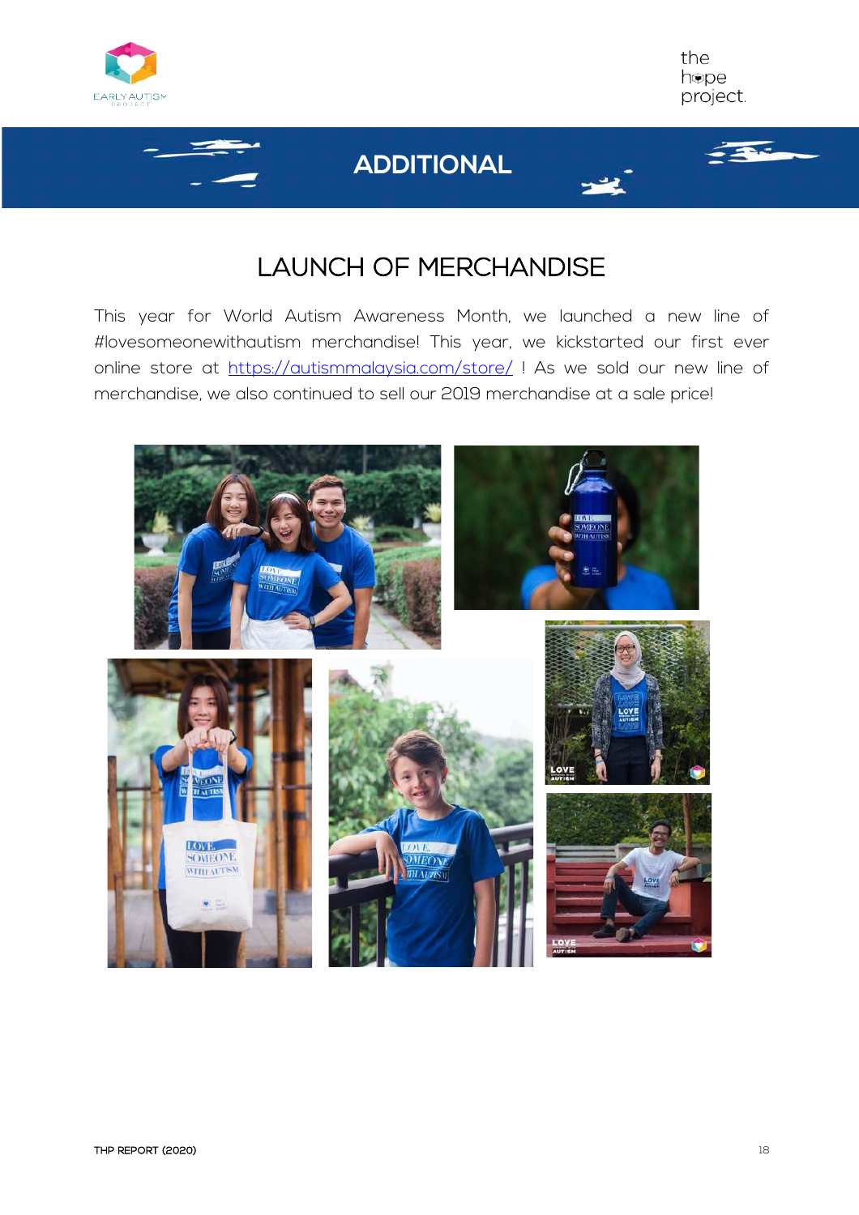# ADDITIONAL

## LAUNCH OF MERCHANDISE

This year for World Autism Awareness Month, we launched a new line of #lovesomeonewithautism merchandise! This year, we kickstarted our first ever online store at https://autismmalaysia.com/store/ ! As we sold our new line of merchandise, we also continued to sell our 2019 merchandise at a sale price!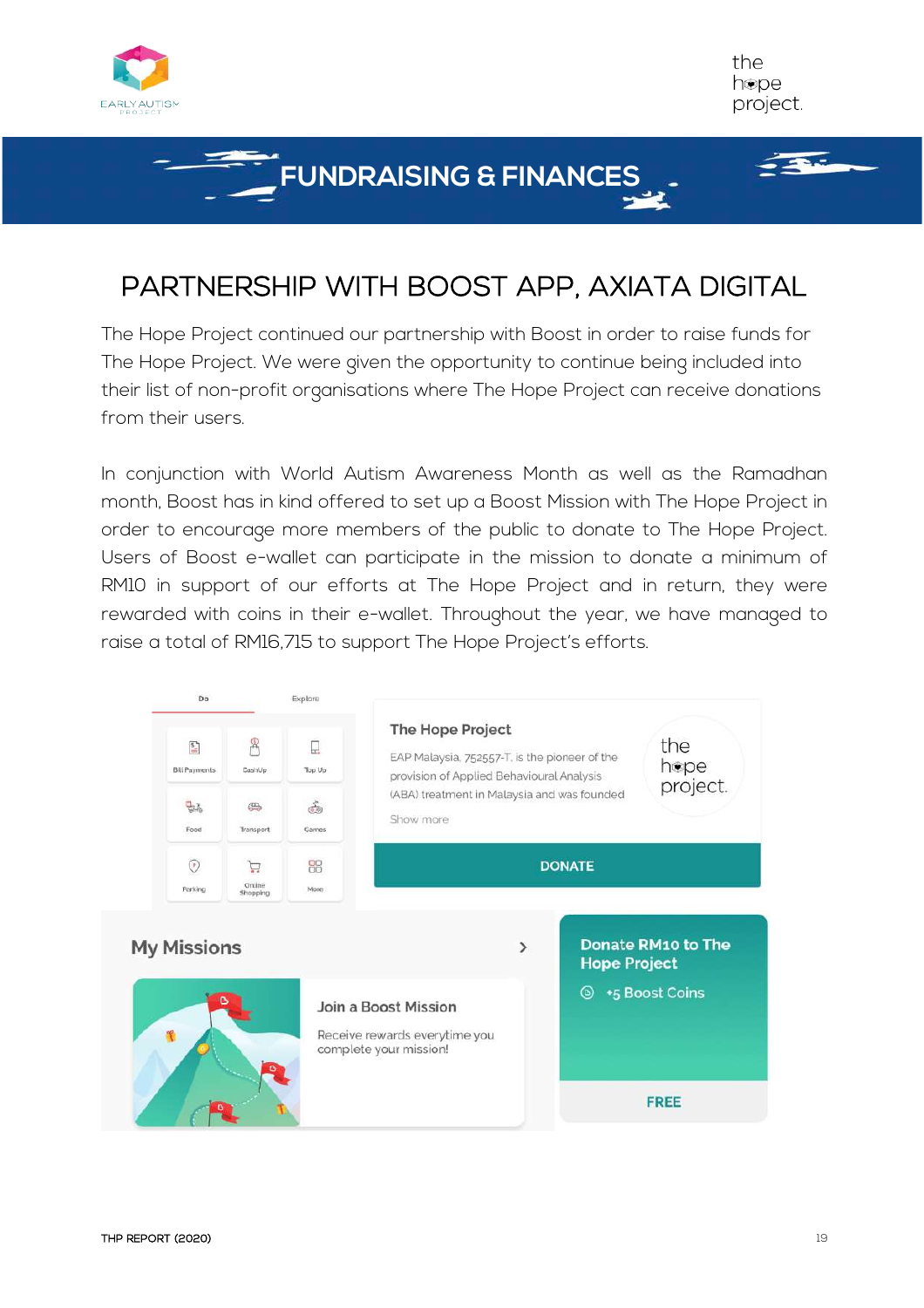# FUNDRAISING & FINANCES

## PARTNERSHIP WITH BOOST APP, AXIATA DIGITAL

The Hope Project continued our partnership with Boost in order to raise funds for The Hope Project. We were given the opportunity to continue being included into their list of non-profit organisations where The Hope Project can receive donations from their users.

In conjunction with World Autism Awareness Month as well as the Ramadhan month, Boost has in kind offered to set up a Boost Mission with The Hope Project in order to encourage more members of the public to donate to The Hope Project. Users of Boost e-wallet can participate in the mission to donate a minimum of RM10 in support of our efforts at The Hope Project and in return, they were rewarded with coins in their e-wallet. Throughout the year, we have managed to raise a total of RM16,715 to support The Hope Project's efforts.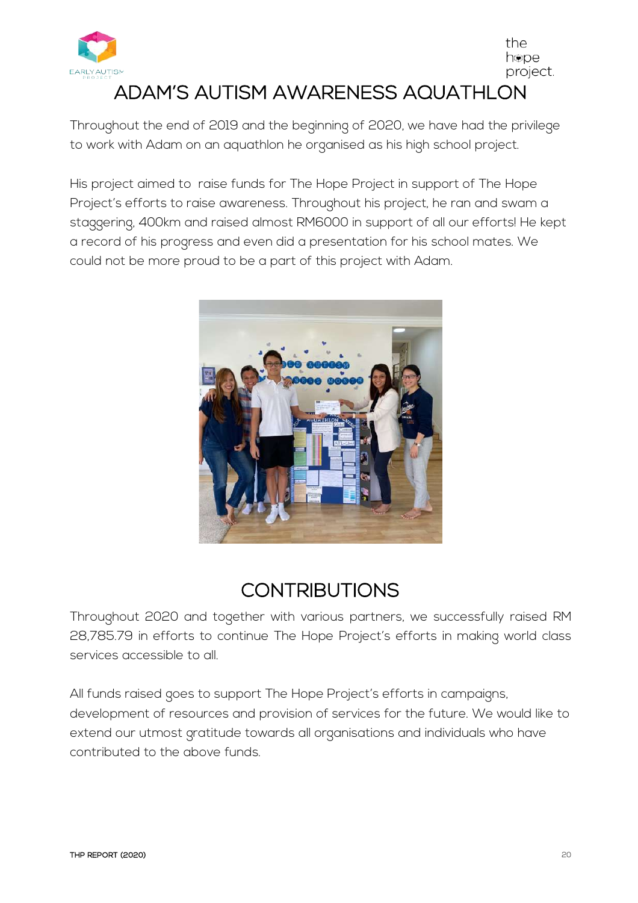# ADAM'S AUTISM AWARENESS AQUATHLON

Throughout the end of 2019 and the beginning of 2020, we have had the privilege to work with Adam on an aquathlon he organised as his high school project.

His project aimed to raise funds for The Hope Project in support of The Hope Project's efforts to raise awareness. Throughout his project, he ran and swam a staggering, 400km and raised almost RM6000 in support of all our efforts! He kept a record of his progress and even did a presentation for his school mates. We could not be more proud to be a part of this project with Adam.

# CONTRIBUTIONS

Throughout 2020 and together with various partners, we successfully raised RM 28,785.79 in efforts to continue The Hope Project's efforts in making world class services accessible to all.

All funds raised goes to support The Hope Project's efforts in campaigns, development of resources and provision of services for the future. We would like to extend our utmost gratitude towards all organisations and individuals who have contributed to the above funds.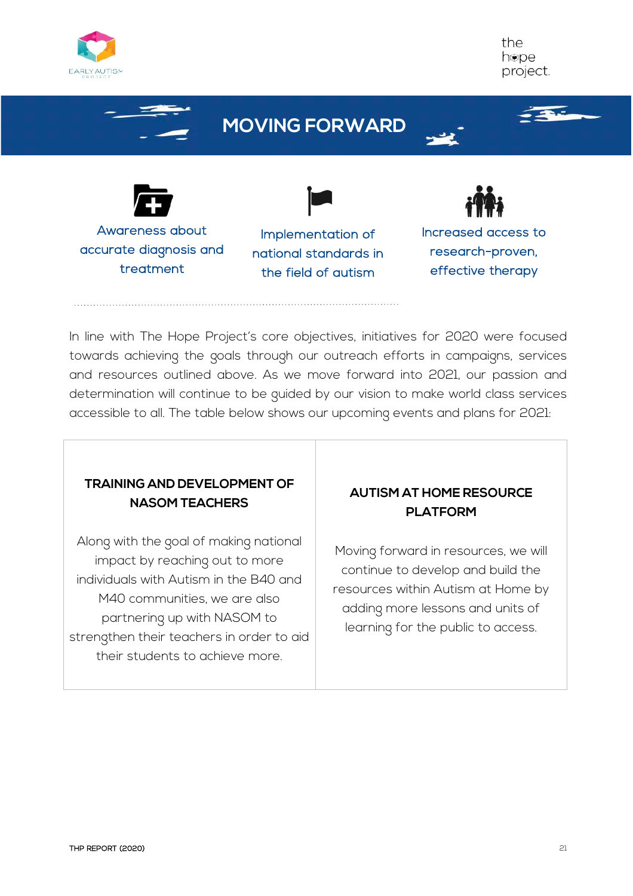# MOVING FORWARD

Awareness about accurate diagnosis and treatment

Implementation of national standards in the field of autism

Increased access to research-proven, effective therapy

In line with The Hope Project's core objectives, initiatives for 2020 were focused towards achieving the goals through our outreach efforts in campaigns, services and resources outlined above. As we move forward into 2021, our passion and determination will continue to be guided by our vision to make world class services accessible to all. The table below shows our upcoming events and plans for 2021:

| TRAINING AND DEVELOPMENT OF NASOM TEACHERS | AUTISM AT HOME RESOURCE PLATFORM |
| --- | --- |
| Along with the goal of making national impact by reaching out to more individuals with Autism in the B40 and M40 communities, we are also partnering up with NASOM to strengthen their teachers in order to aid their students to achieve more. | Moving forward in resources, we will continue to develop and build the resources within Autism at Home by adding more lessons and units of learning for the public to access. |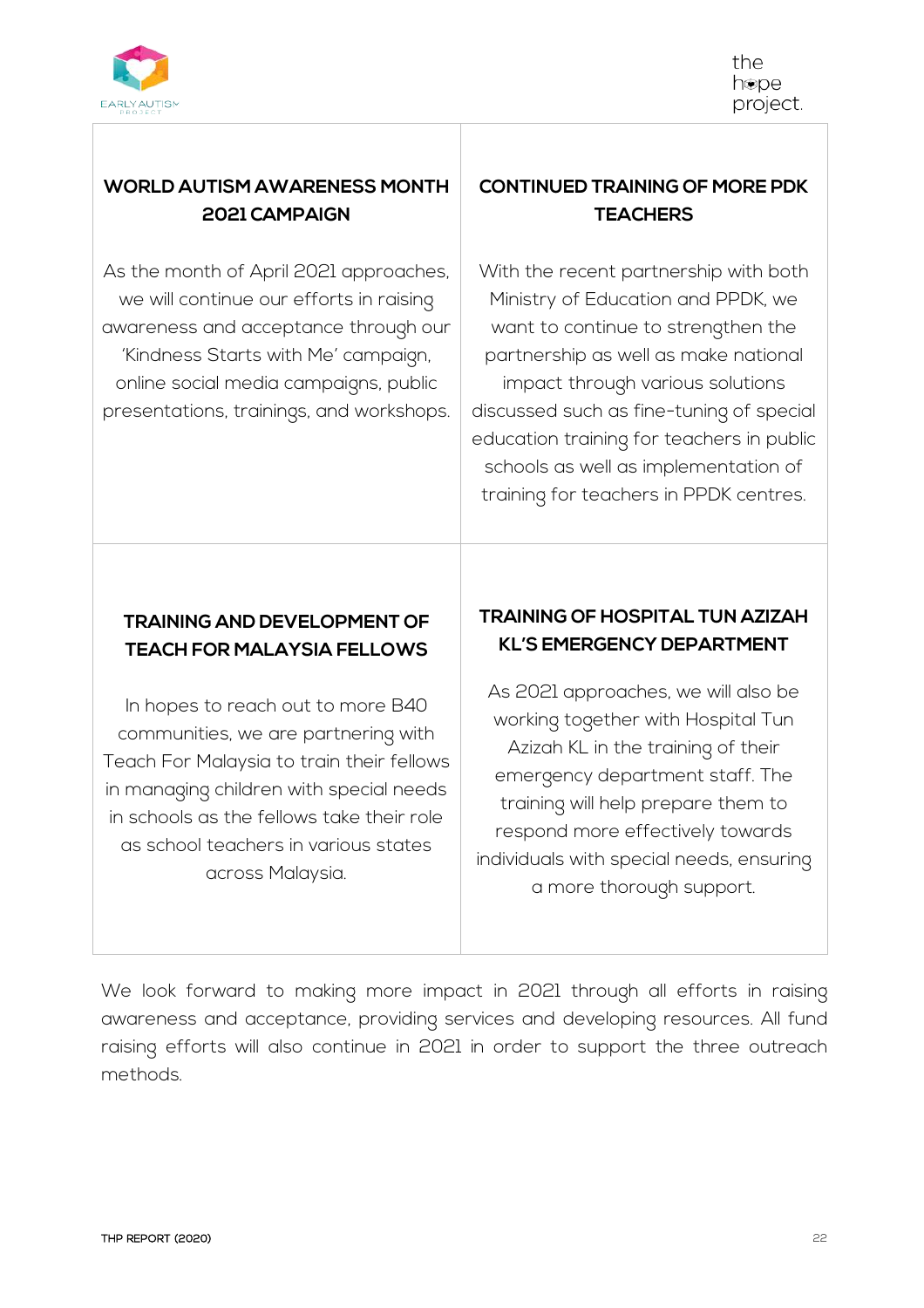### WORLD AUTISM AWARENESS MONTH 2021 CAMPAIGN

As the month of April 2021 approaches, we will continue our efforts in raising awareness and acceptance through our 'Kindness Starts with Me' campaign, online social media campaigns, public presentations, trainings, and workshops.

### CONTINUED TRAINING OF MORE PDK TEACHERS

With the recent partnership with both Ministry of Education and PPDK, we want to continue to strengthen the partnership as well as make national impact through various solutions discussed such as fine-tuning of special education training for teachers in public schools as well as implementation of training for teachers in PPDK centres.

### TRAINING AND DEVELOPMENT OF TEACH FOR MALAYSIA FELLOWS

In hopes to reach out to more B40 communities, we are partnering with Teach For Malaysia to train their fellows in managing children with special needs in schools as the fellows take their role as school teachers in various states across Malaysia.

### TRAINING OF HOSPITAL TUN AZIZAH KL'S EMERGENCY DEPARTMENT

As 2021 approaches, we will also be working together with Hospital Tun Azizah KL in the training of their emergency department staff. The training will help prepare them to respond more effectively towards individuals with special needs, ensuring a more thorough support.

We look forward to making more impact in 2021 through all efforts in raising awareness and acceptance, providing services and developing resources. All fund raising efforts will also continue in 2021 in order to support the three outreach methods.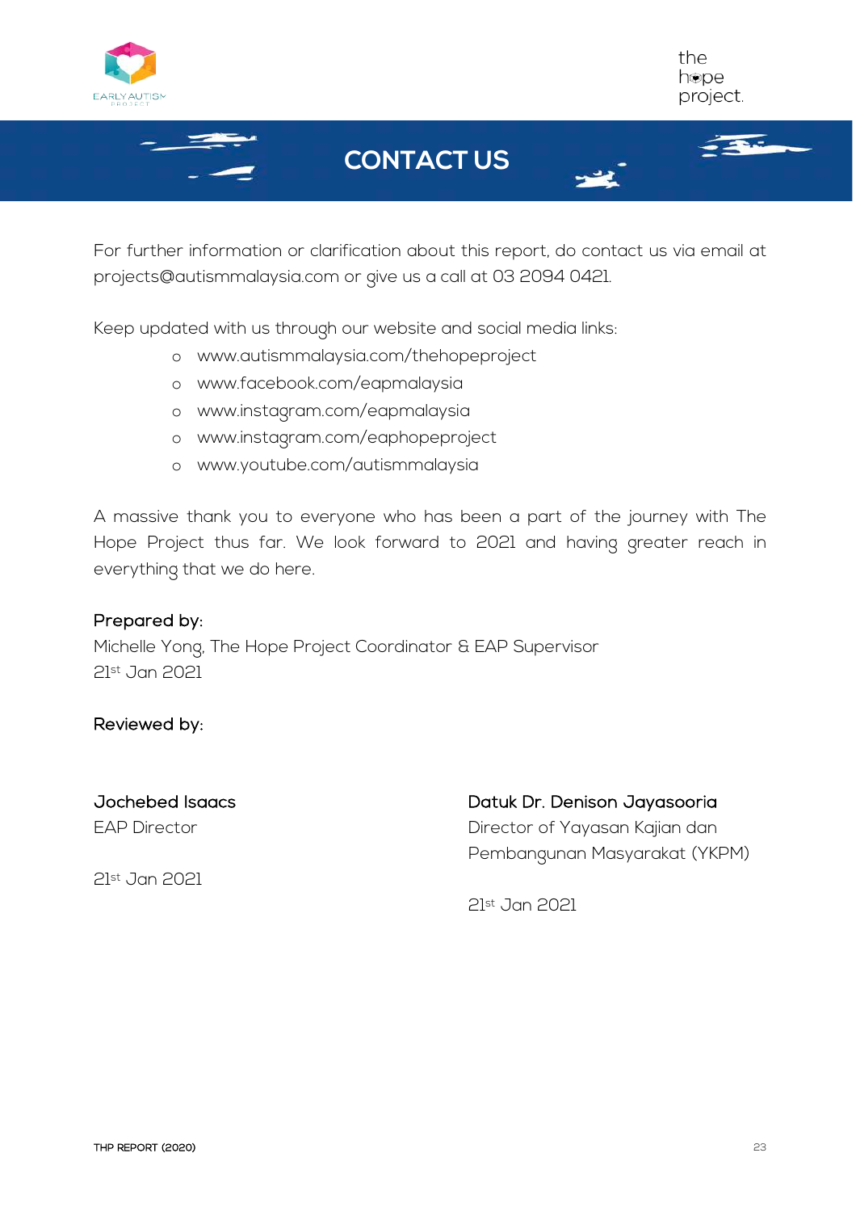# CONTACT US

For further information or clarification about this report, do contact us via email at projects@autismmalaysia.com or give us a call at 03 2094 0421.

Keep updated with us through our website and social media links:

- www.autismmalaysia.com/thehopeproject
- www.facebook.com/eapmalaysia
- www.instagram.com/eapmalaysia
- www.instagram.com/eaphopeproject
- www.youtube.com/autismmalaysia

A massive thank you to everyone who has been a part of the journey with The Hope Project thus far. We look forward to 2021 and having greater reach in everything that we do here.

**Prepared by:**
Michelle Yong, The Hope Project Coordinator & EAP Supervisor
21st Jan 2021

**Reviewed by:**

**Jochebed Isaacs**
EAP Director

21st Jan 2021

**Datuk Dr. Denison Jayasooria**
Director of Yayasan Kajian dan Pembangunan Masyarakat (YKPM)

21st Jan 2021